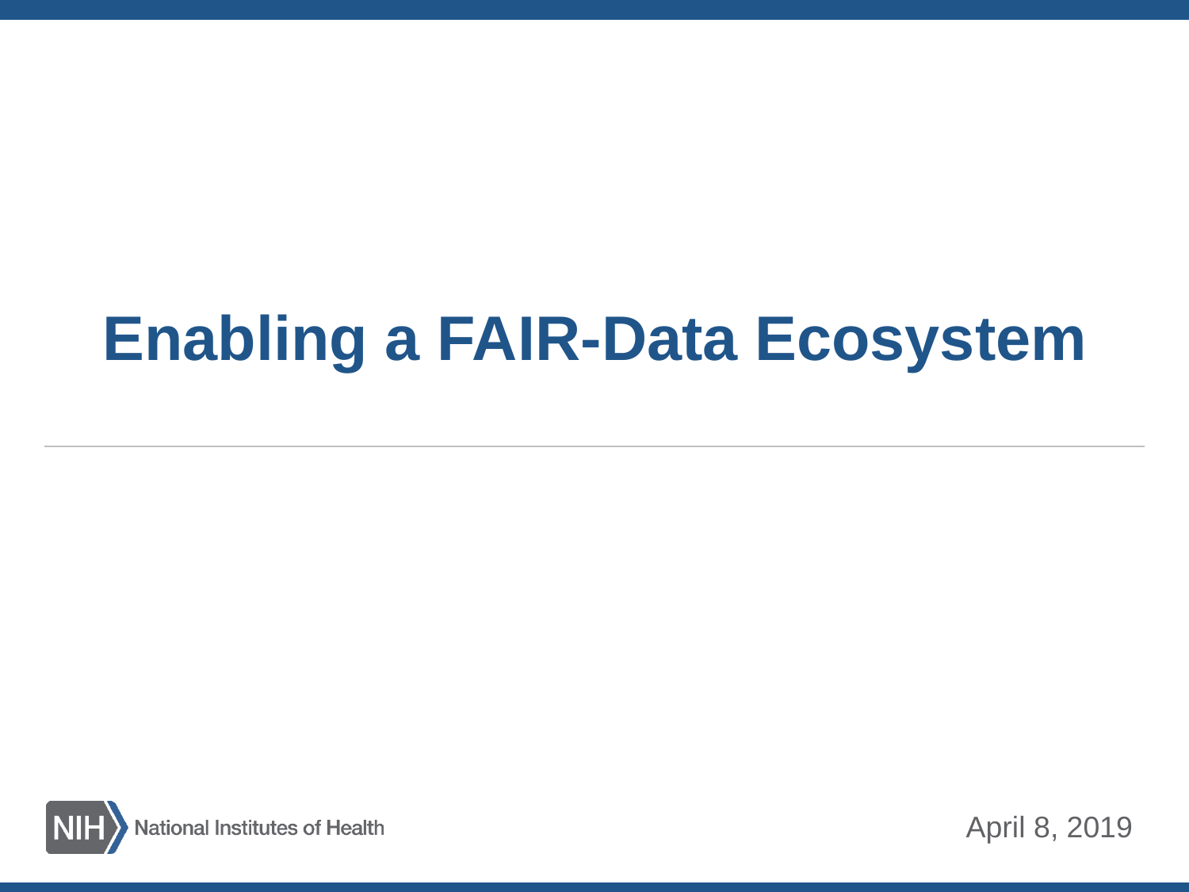# Enabling a FAIR-Data Ecosystem

National Institutes of Health

April 8, 2019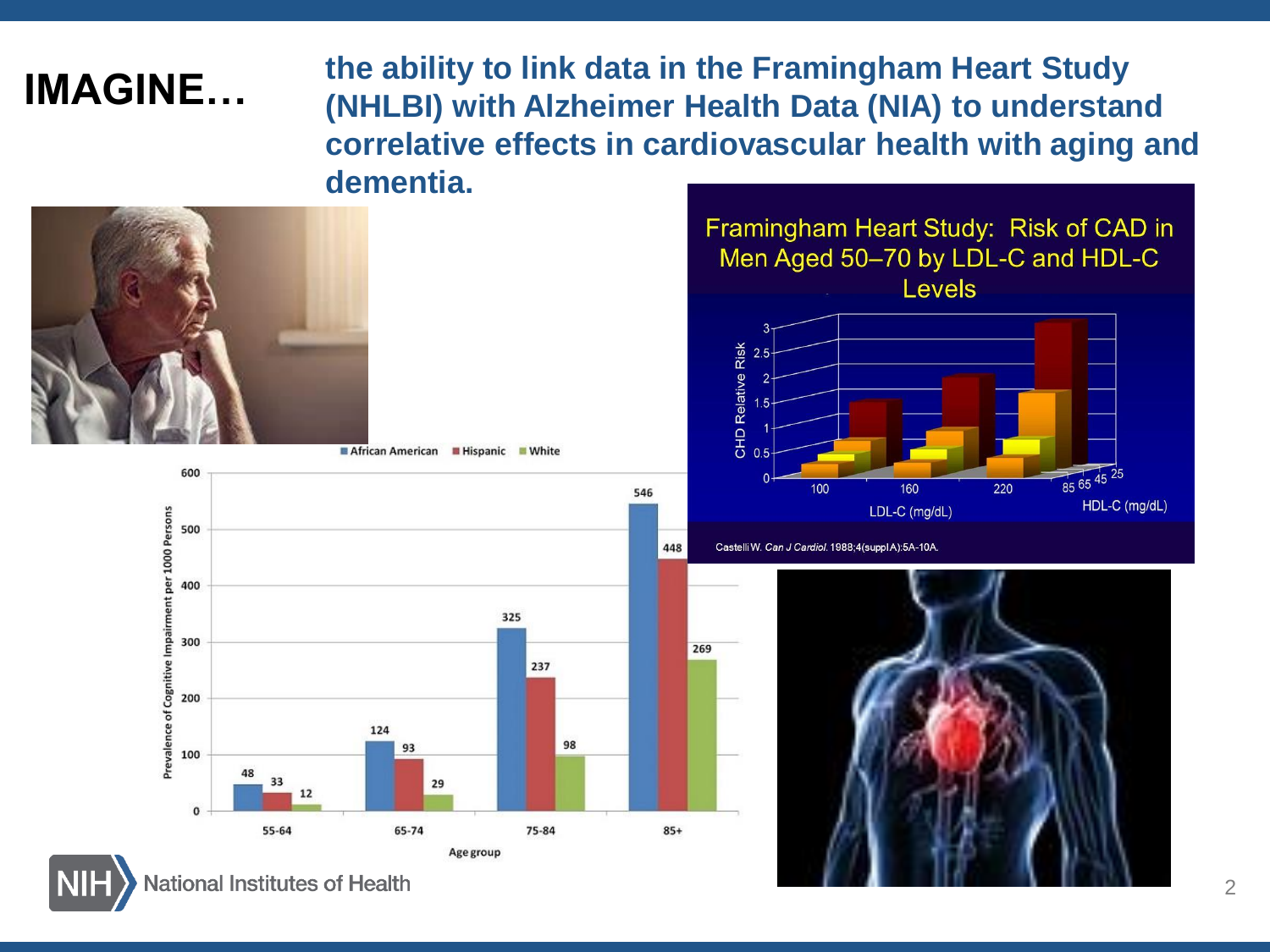# IMAGINE…

**the ability to link data in the Framingham Heart Study (NHLBI) with Alzheimer Health Data (NIA) to understand correlative effects in cardiovascular health with aging and dementia.**

Framingham Heart Study: Risk of CAD in Men Aged 50–70 by LDL-C and HDL-C Levels

Castelli W. *Can J Cardiol.* 1988;4(supplA):5A-10A.

| Age group | African American | Hispanic | White |
| --- | --- | --- | --- |
| 55-64 | 48 | 33 | 12 |
| 65-74 | 124 | 93 | 29 |
| 75-84 | 325 | 237 | 98 |
| 85+ | 546 | 448 | 269 |

Prevalence of Cognitive Impairment per 1000 Persons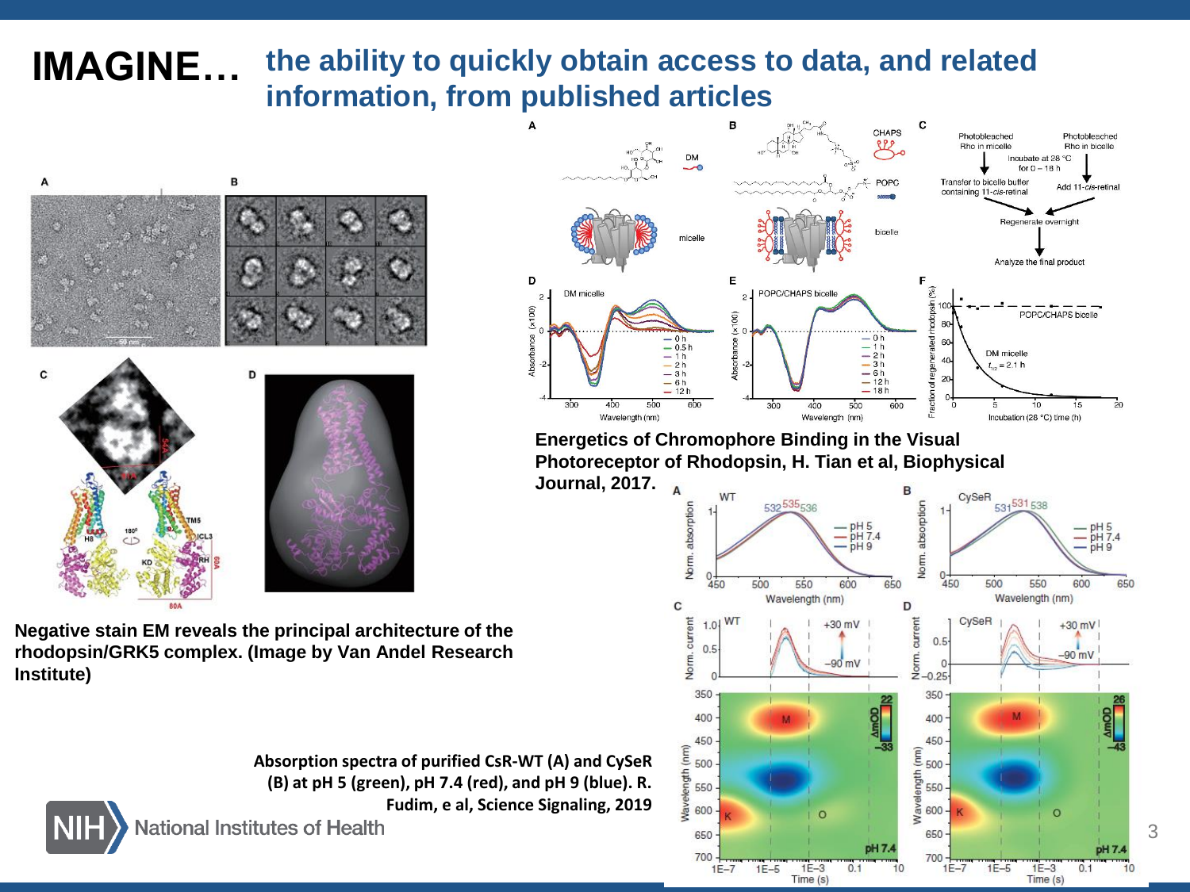# IMAGINE… the ability to quickly obtain access to data, and related information, from published articles

**Negative stain EM reveals the principal architecture of the rhodopsin/GRK5 complex. (Image by Van Andel Research Institute)**

**Energetics of Chromophore Binding in the Visual Photoreceptor of Rhodopsin, H. Tian et al, Biophysical Journal, 2017.**

**Absorption spectra of purified CsR-WT (A) and CySeR (B) at pH 5 (green), pH 7.4 (red), and pH 9 (blue). R. Fudim, e al, Science Signaling, 2019**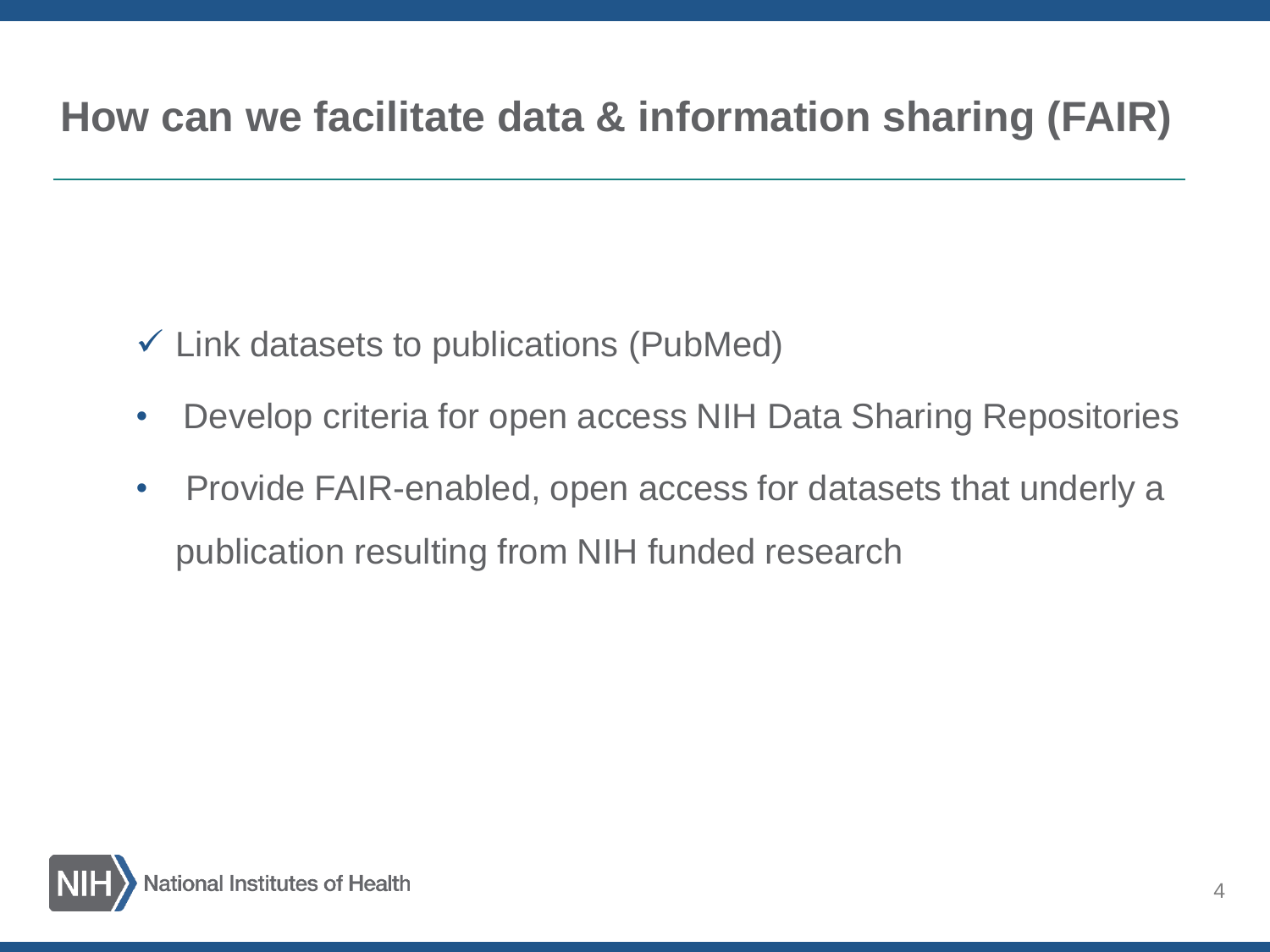# How can we facilitate data & information sharing (FAIR)

- ✓ Link datasets to publications (PubMed)
- Develop criteria for open access NIH Data Sharing Repositories
- Provide FAIR-enabled, open access for datasets that underly a publication resulting from NIH funded research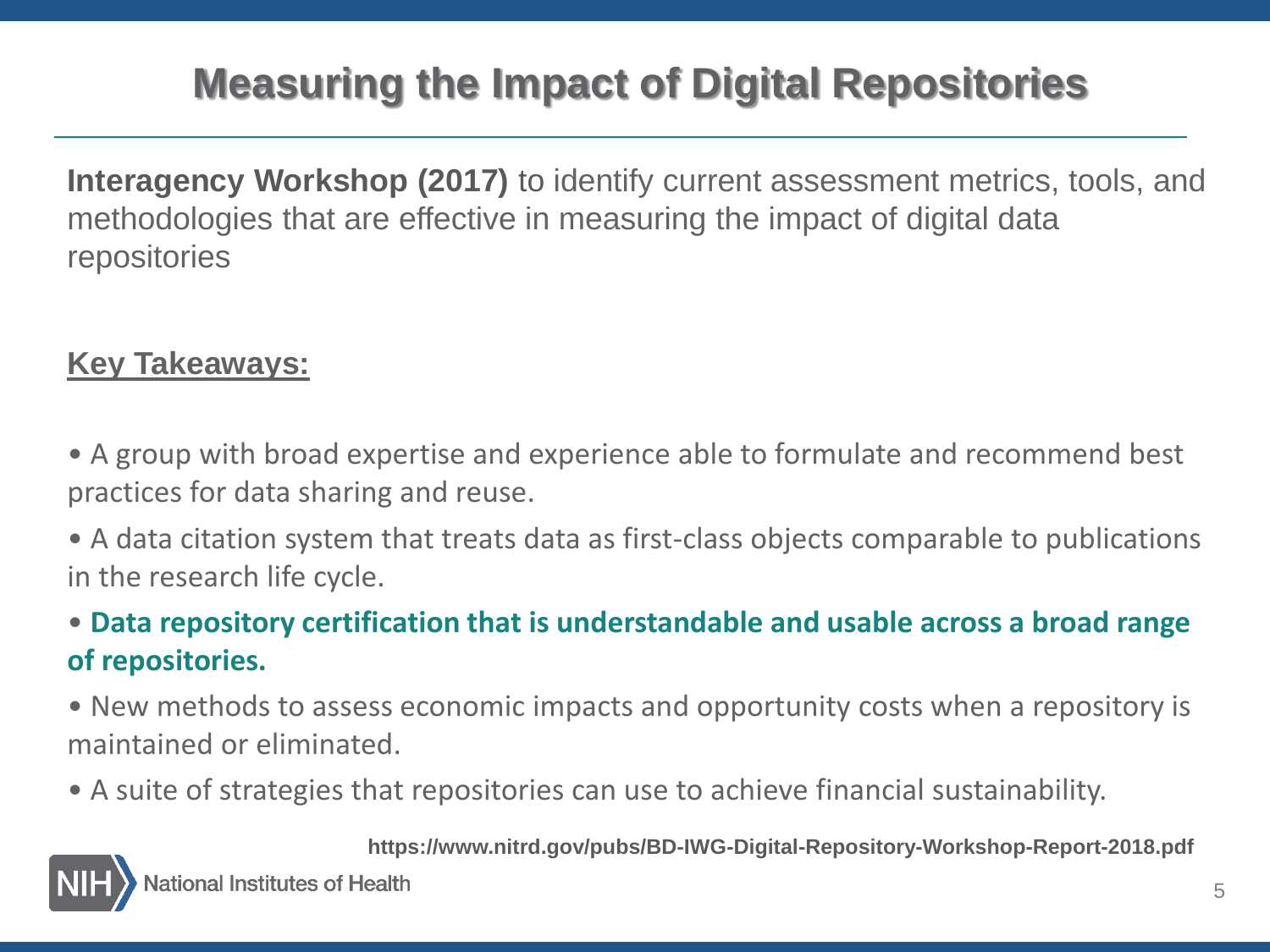# Measuring the Impact of Digital Repositories

**Interagency Workshop (2017)** to identify current assessment metrics, tools, and methodologies that are effective in measuring the impact of digital data repositories

**Key Takeaways:**

- A group with broad expertise and experience able to formulate and recommend best practices for data sharing and reuse.
- A data citation system that treats data as first-class objects comparable to publications in the research life cycle.
- **Data repository certification that is understandable and usable across a broad range of repositories.**
- New methods to assess economic impacts and opportunity costs when a repository is maintained or eliminated.
- A suite of strategies that repositories can use to achieve financial sustainability.

https://www.nitrd.gov/pubs/BD-IWG-Digital-Repository-Workshop-Report-2018.pdf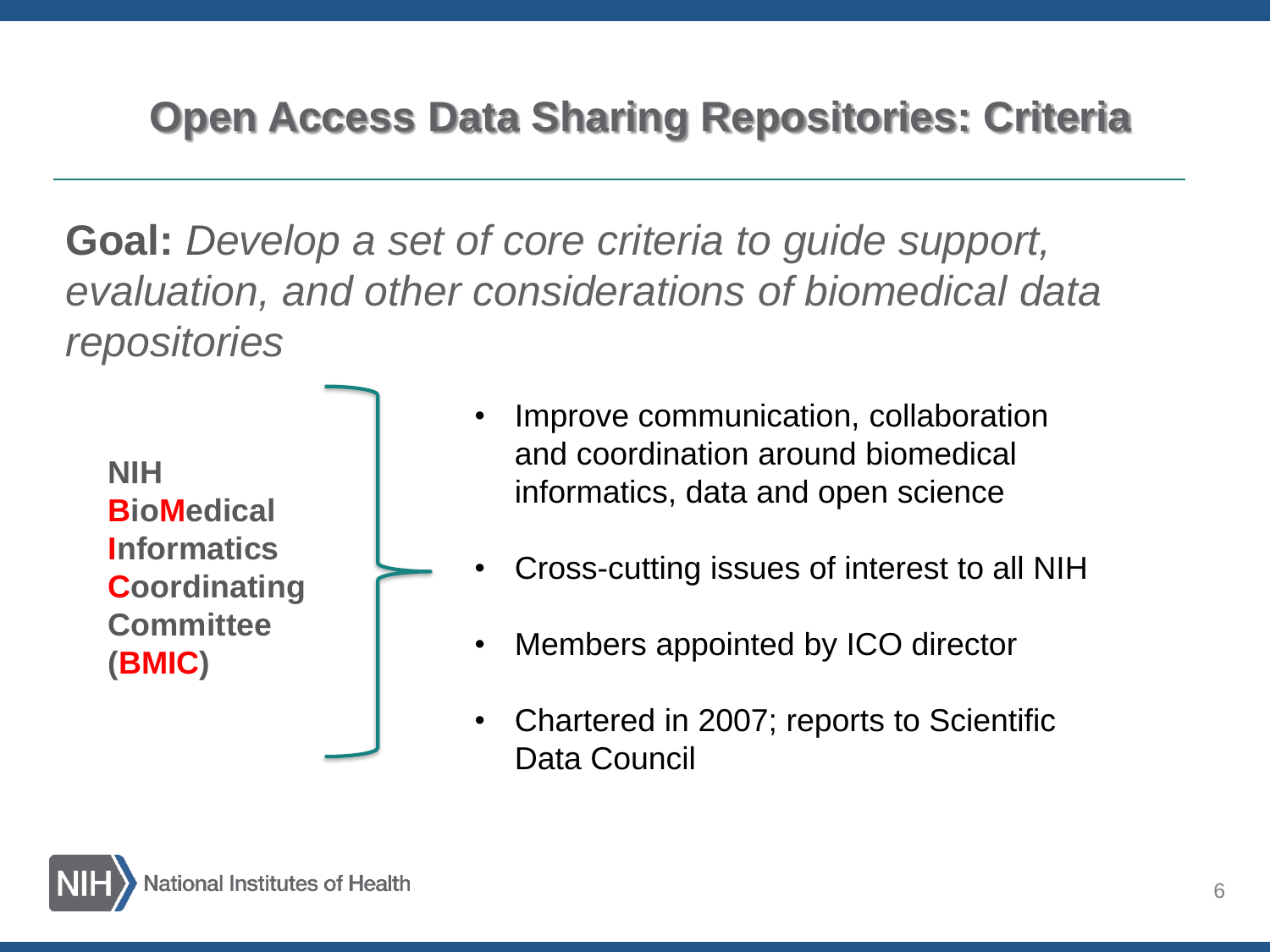# Open Access Data Sharing Repositories: Criteria

**Goal:** *Develop a set of core criteria to guide support, evaluation, and other considerations of biomedical data repositories*

**NIH BioMedical Informatics Coordinating Committee (BMIC)**

- Improve communication, collaboration and coordination around biomedical informatics, data and open science
- Cross-cutting issues of interest to all NIH
- Members appointed by ICO director
- Chartered in 2007; reports to Scientific Data Council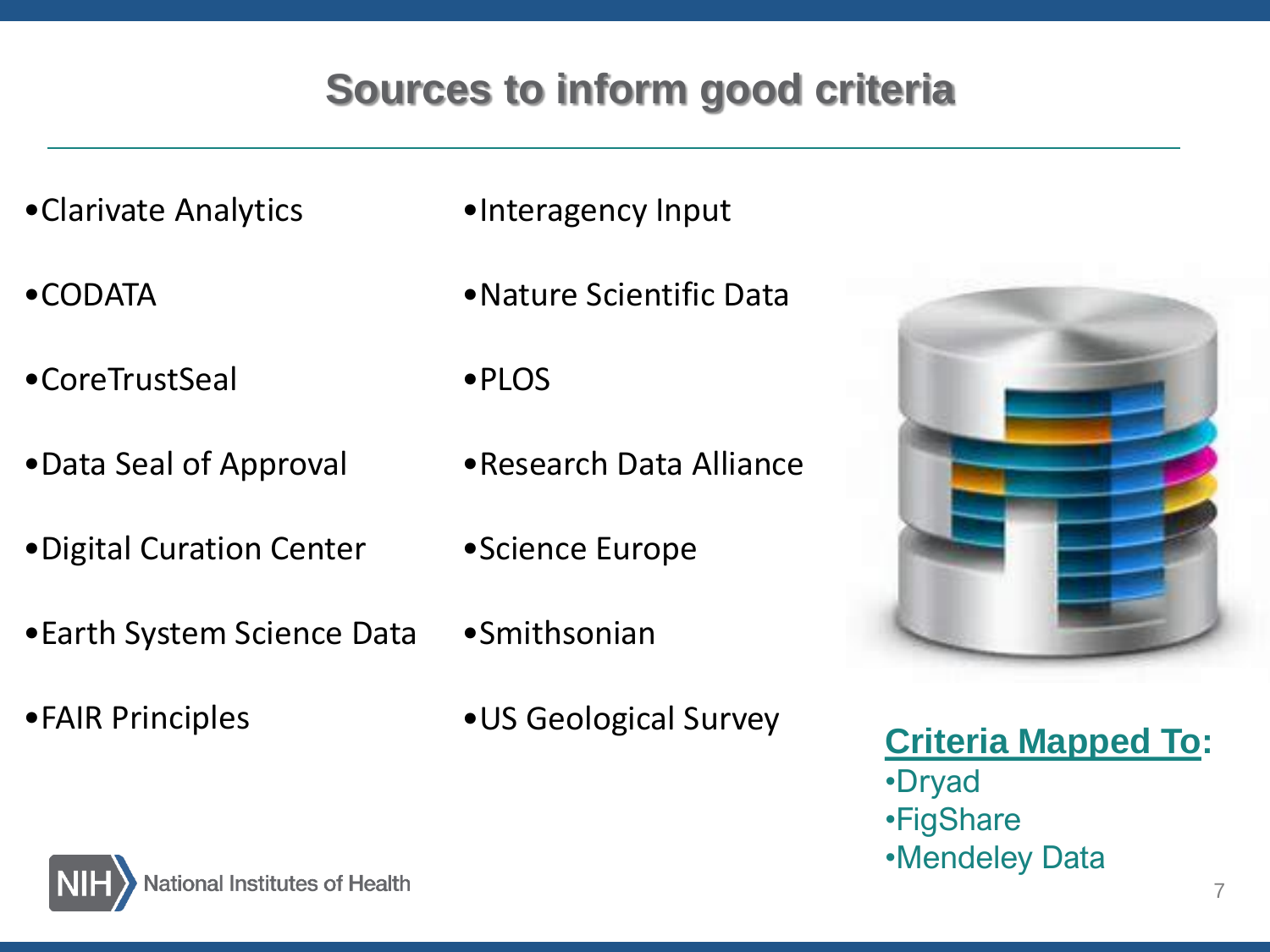# Sources to inform good criteria

- Clarivate Analytics
- CODATA
- CoreTrustSeal
- Data Seal of Approval
- Digital Curation Center
- Earth System Science Data
- FAIR Principles
- Interagency Input
- Nature Scientific Data
- PLOS
- Research Data Alliance
- Science Europe
- Smithsonian
- US Geological Survey

**Criteria Mapped To:**

- Dryad
- FigShare
- Mendeley Data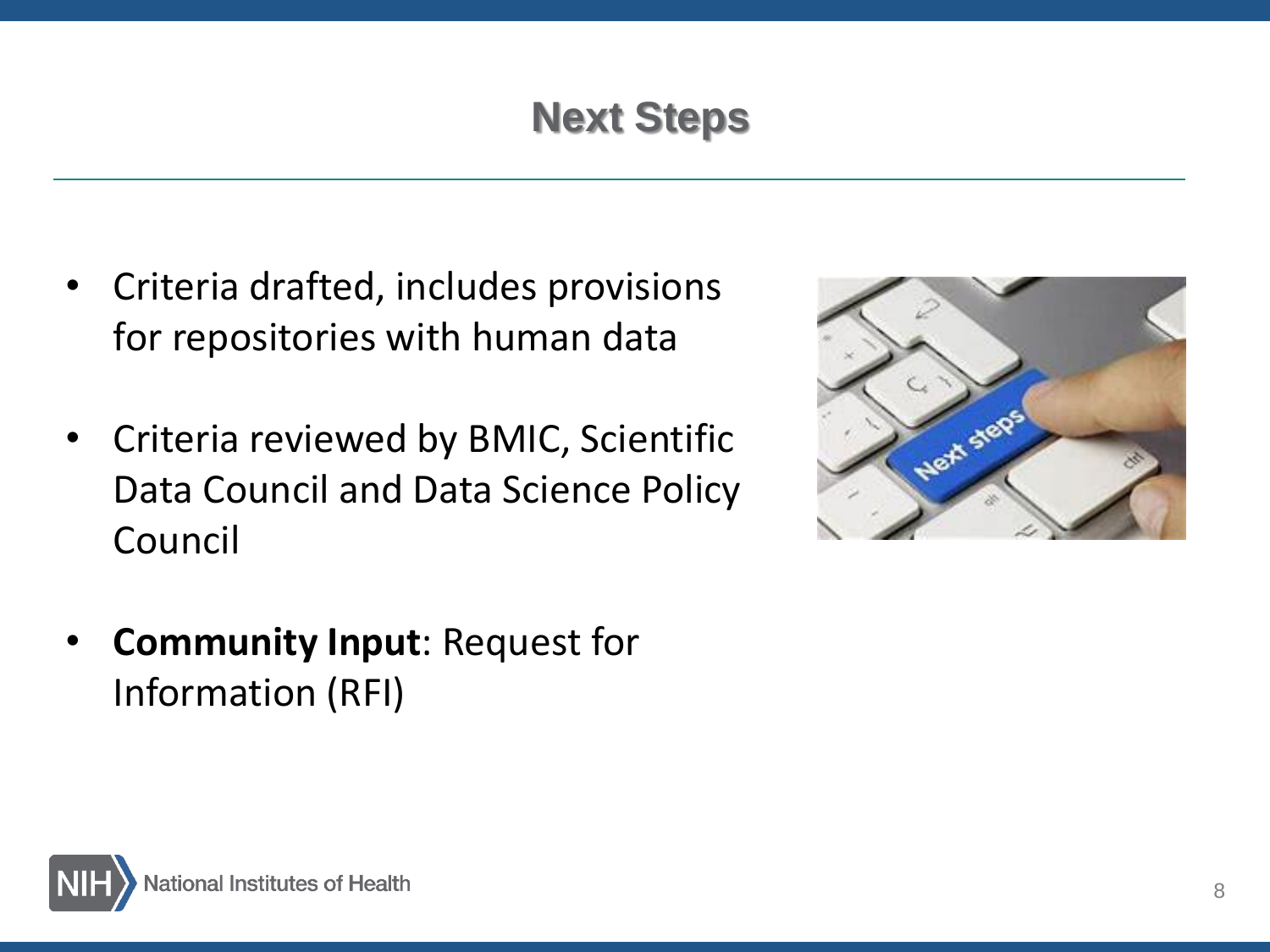# Next Steps

- Criteria drafted, includes provisions for repositories with human data
- Criteria reviewed by BMIC, Scientific Data Council and Data Science Policy Council
- **Community Input**: Request for Information (RFI)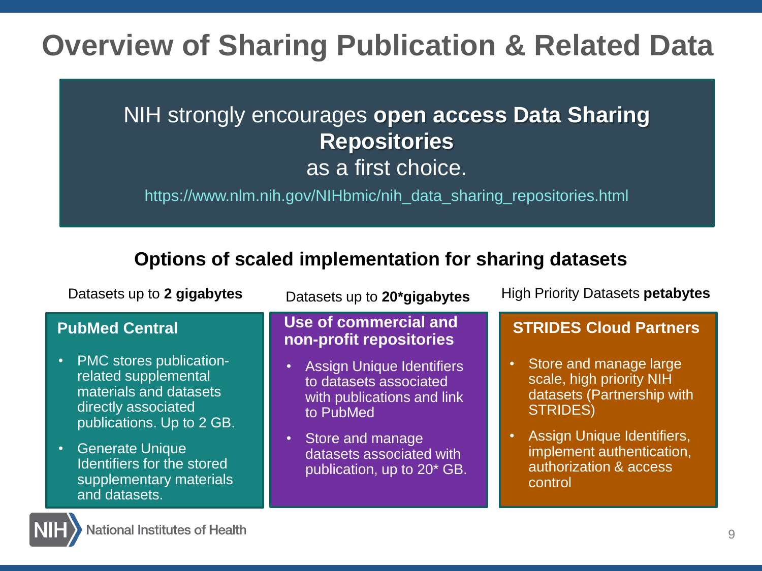# Overview of Sharing Publication & Related Data

NIH strongly encourages **open access Data Sharing Repositories** as a first choice.

https://www.nlm.nih.gov/NIHbmic/nih_data_sharing_repositories.html

## Options of scaled implementation for sharing datasets

Datasets up to **2 gigabytes**

### PubMed Central

- PMC stores publication-related supplemental materials and datasets directly associated publications. Up to 2 GB.
- Generate Unique Identifiers for the stored supplementary materials and datasets.

Datasets up to **20*gigabytes**

### Use of commercial and non-profit repositories

- Assign Unique Identifiers to datasets associated with publications and link to PubMed
- Store and manage datasets associated with publication, up to 20* GB.

High Priority Datasets **petabytes**

### STRIDES Cloud Partners

- Store and manage large scale, high priority NIH datasets (Partnership with STRIDES)
- Assign Unique Identifiers, implement authentication, authorization & access control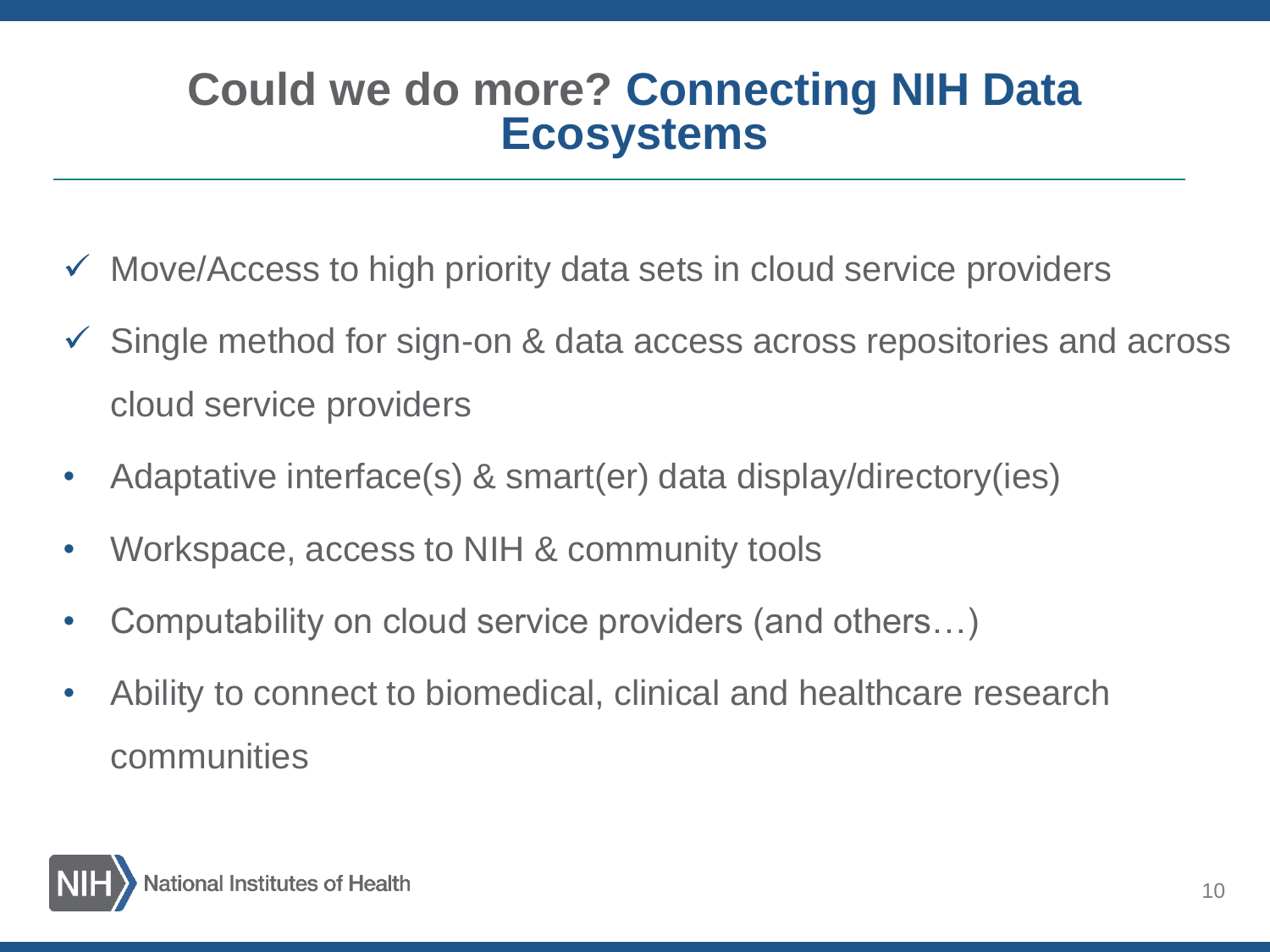# Could we do more? Connecting NIH Data Ecosystems

- ✓ Move/Access to high priority data sets in cloud service providers
- ✓ Single method for sign-on & data access across repositories and across cloud service providers
- Adaptative interface(s) & smart(er) data display/directory(ies)
- Workspace, access to NIH & community tools
- Computability on cloud service providers (and others…)
- Ability to connect to biomedical, clinical and healthcare research communities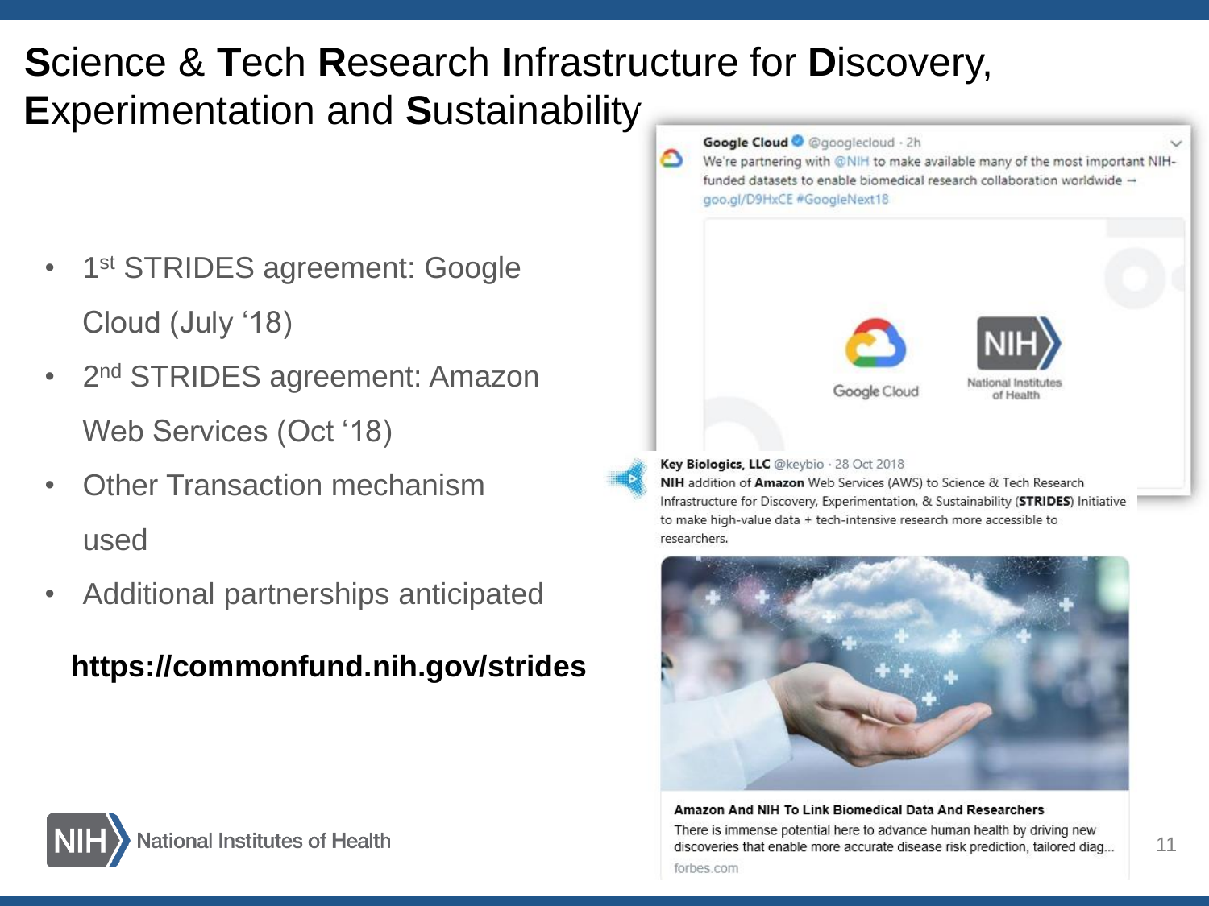# **S**cience & **T**ech **R**esearch **I**nfrastructure for **D**iscovery, **E**xperimentation and **S**ustainability

- 1st STRIDES agreement: Google Cloud (July '18)
- 2nd STRIDES agreement: Amazon Web Services (Oct '18)
- Other Transaction mechanism used
- Additional partnerships anticipated

**https://commonfund.nih.gov/strides**

**Google Cloud** @googlecloud · 2h
We're partnering with @NIH to make available many of the most important NIH-funded datasets to enable biomedical research collaboration worldwide → goo.gl/D9HxCE #GoogleNext18

Google Cloud | NIH National Institutes of Health

**Key Biologics, LLC** @keybio · 28 Oct 2018
**NIH** addition of **Amazon** Web Services (AWS) to Science & Tech Research Infrastructure for Discovery, Experimentation, & Sustainability (**STRIDES**) Initiative to make high-value data + tech-intensive research more accessible to researchers.

**Amazon And NIH To Link Biomedical Data And Researchers**
There is immense potential here to advance human health by driving new discoveries that enable more accurate disease risk prediction, tailored diag...
forbes.com

NIH National Institutes of Health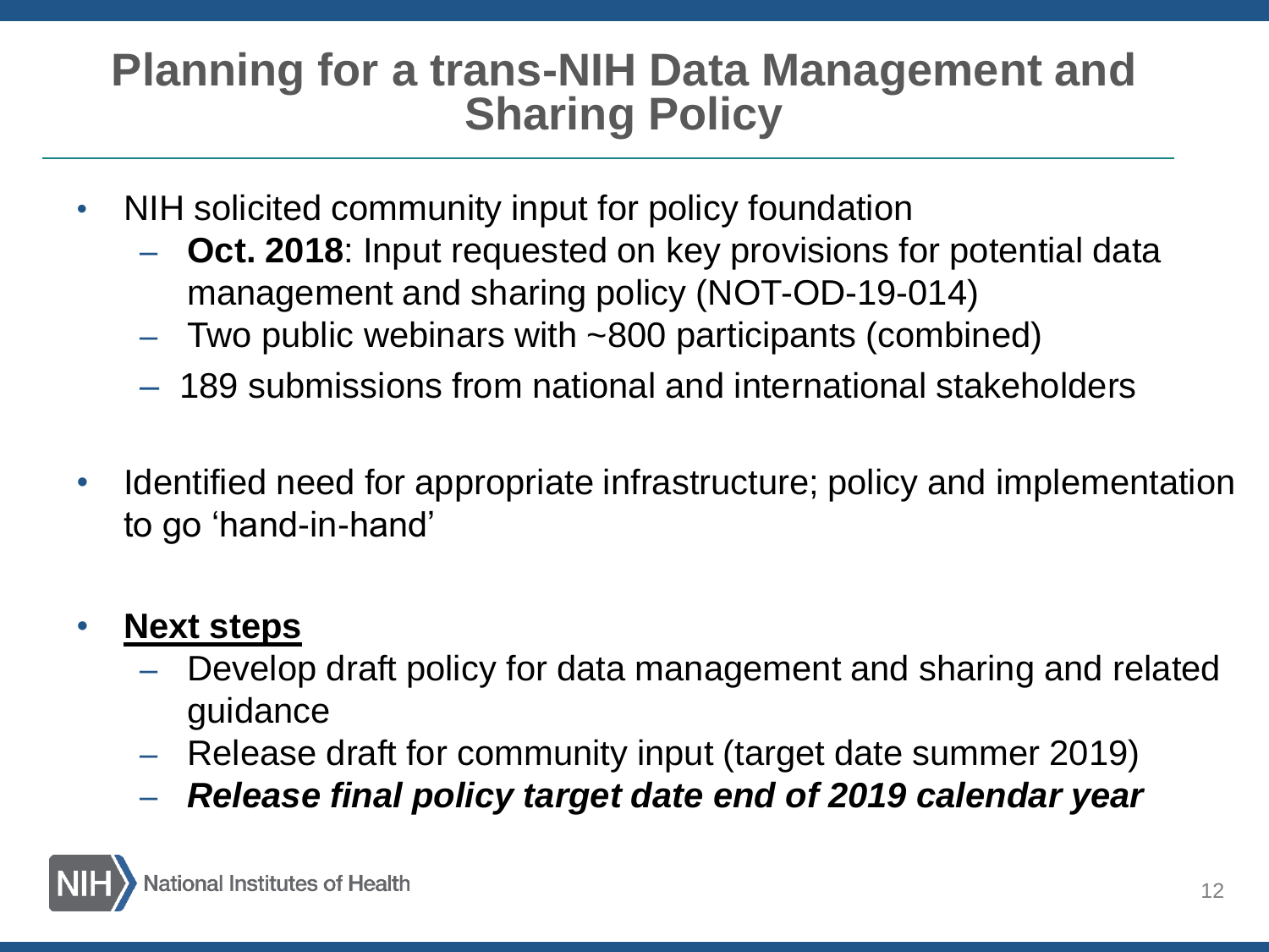# Planning for a trans-NIH Data Management and Sharing Policy

- NIH solicited community input for policy foundation
  - **Oct. 2018**: Input requested on key provisions for potential data management and sharing policy (NOT-OD-19-014)
  - Two public webinars with ~800 participants (combined)
  - 189 submissions from national and international stakeholders

- Identified need for appropriate infrastructure; policy and implementation to go 'hand-in-hand'

- **<u>Next steps</u>**
  - Develop draft policy for data management and sharing and related guidance
  - Release draft for community input (target date summer 2019)
  - ***Release final policy target date end of 2019 calendar year***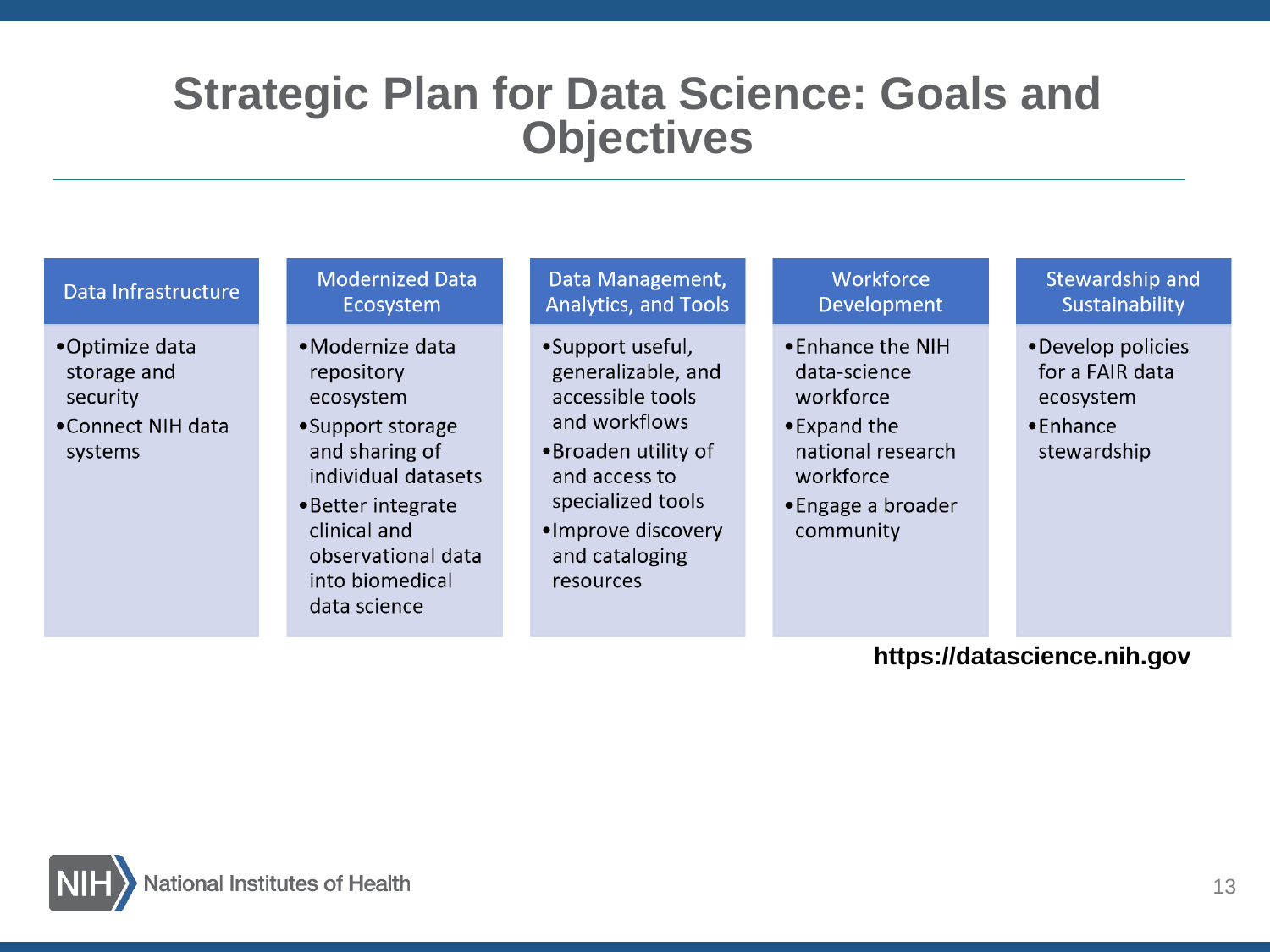# Strategic Plan for Data Science: Goals and Objectives

| Data Infrastructure | Modernized Data Ecosystem | Data Management, Analytics, and Tools | Workforce Development | Stewardship and Sustainability |
|---|---|---|---|---|
| • Optimize data storage and security<br>• Connect NIH data systems | • Modernize data repository ecosystem<br>• Support storage and sharing of individual datasets<br>• Better integrate clinical and observational data into biomedical data science | • Support useful, generalizable, and accessible tools and workflows<br>• Broaden utility of and access to specialized tools<br>• Improve discovery and cataloging resources | • Enhance the NIH data-science workforce<br>• Expand the national research workforce<br>• Engage a broader community | • Develop policies for a FAIR data ecosystem<br>• Enhance stewardship |

**https://datascience.nih.gov**

NIH National Institutes of Health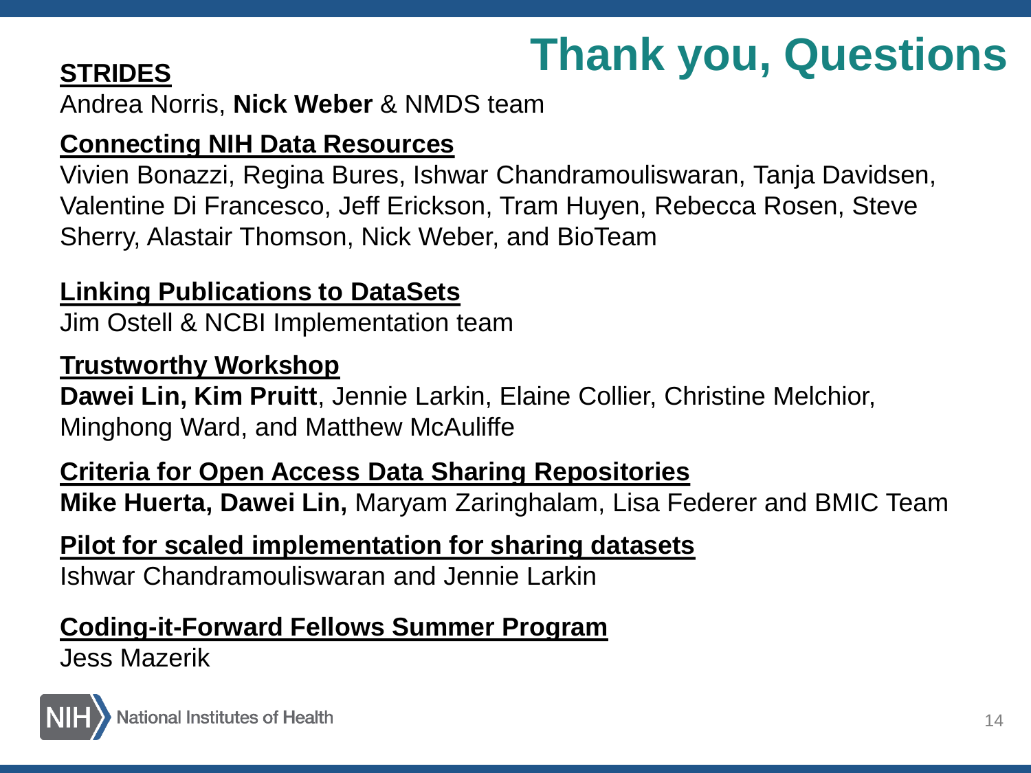# Thank you, Questions

**STRIDES**

Andrea Norris, **Nick Weber** & NMDS team

**Connecting NIH Data Resources**

Vivien Bonazzi, Regina Bures, Ishwar Chandramouliswaran, Tanja Davidsen, Valentine Di Francesco, Jeff Erickson, Tram Huyen, Rebecca Rosen, Steve Sherry, Alastair Thomson, Nick Weber, and BioTeam

**Linking Publications to DataSets**

Jim Ostell & NCBI Implementation team

**Trustworthy Workshop**

**Dawei Lin, Kim Pruitt**, Jennie Larkin, Elaine Collier, Christine Melchior, Minghong Ward, and Matthew McAuliffe

**Criteria for Open Access Data Sharing Repositories**

**Mike Huerta, Dawei Lin,** Maryam Zaringhalam, Lisa Federer and BMIC Team

**Pilot for scaled implementation for sharing datasets**

Ishwar Chandramouliswaran and Jennie Larkin

**Coding-it-Forward Fellows Summer Program**

Jess Mazerik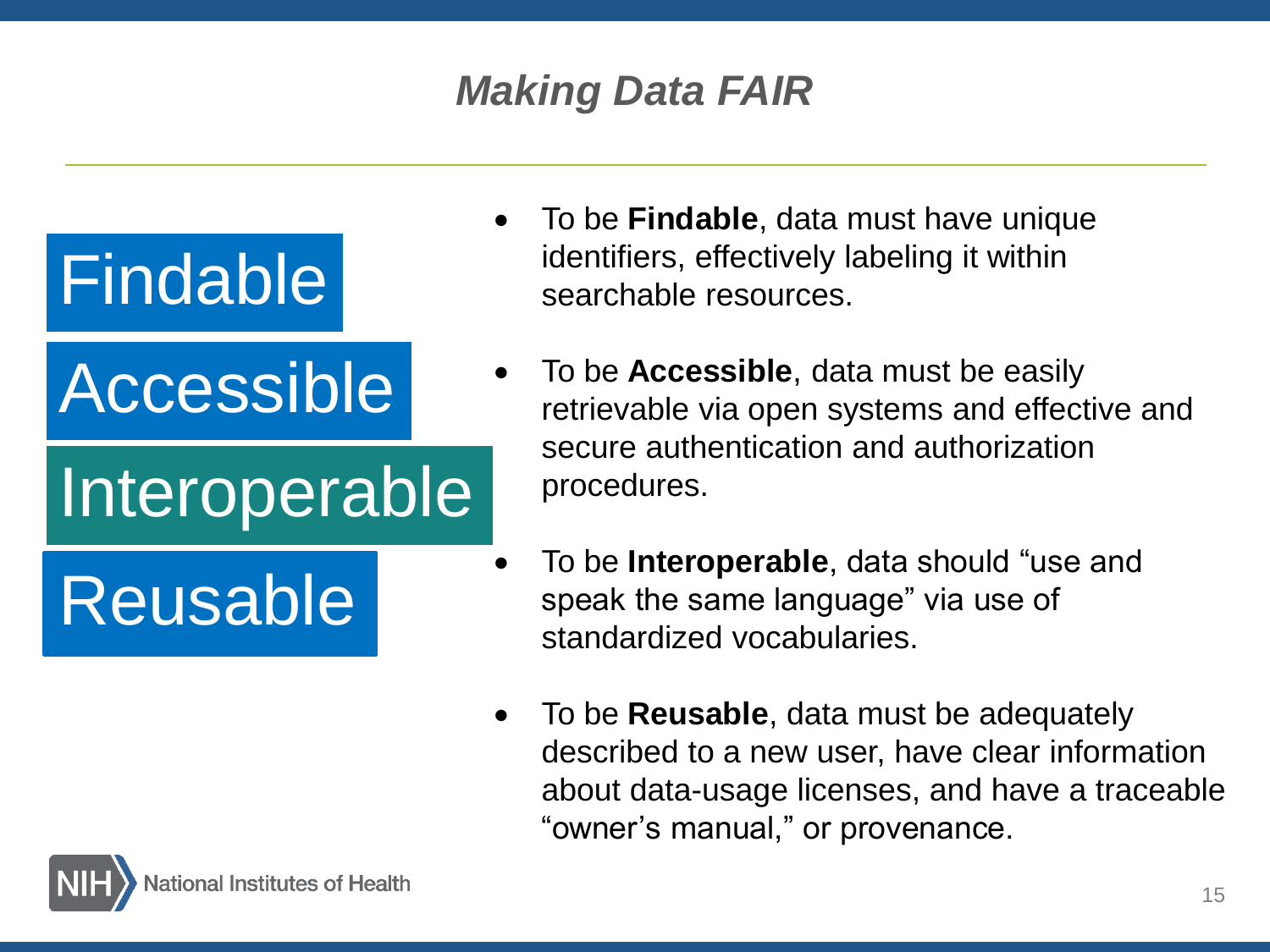# *Making Data FAIR*

Findable

Accessible

Interoperable

Reusable

- To be **Findable**, data must have unique identifiers, effectively labeling it within searchable resources.
- To be **Accessible**, data must be easily retrievable via open systems and effective and secure authentication and authorization procedures.
- To be **Interoperable**, data should "use and speak the same language" via use of standardized vocabularies.
- To be **Reusable**, data must be adequately described to a new user, have clear information about data-usage licenses, and have a traceable "owner's manual," or provenance.

NIH National Institutes of Health